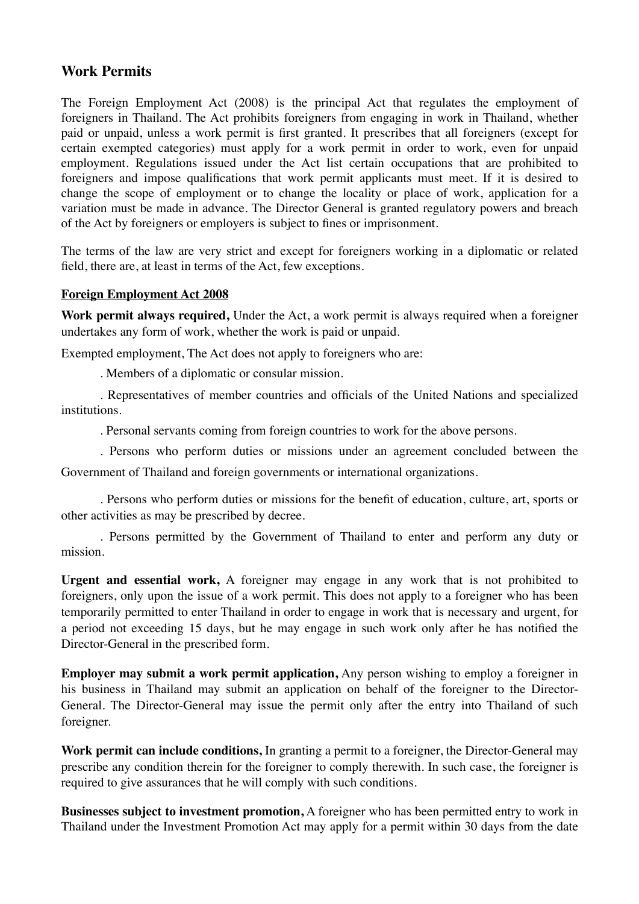## Work Permits

The Foreign Employment Act (2008) is the principal Act that regulates the employment of foreigners in Thailand. The Act prohibits foreigners from engaging in work in Thailand, whether paid or unpaid, unless a work permit is first granted. It prescribes that all foreigners (except for certain exempted categories) must apply for a work permit in order to work, even for unpaid employment. Regulations issued under the Act list certain occupations that are prohibited to foreigners and impose qualifications that work permit applicants must meet. If it is desired to change the scope of employment or to change the locality or place of work, application for a variation must be made in advance. The Director General is granted regulatory powers and breach of the Act by foreigners or employers is subject to fines or imprisonment.

The terms of the law are very strict and except for foreigners working in a diplomatic or related field, there are, at least in terms of the Act, few exceptions.

**Foreign Employment Act 2008**

**Work permit always required,** Under the Act, a work permit is always required when a foreigner undertakes any form of work, whether the work is paid or unpaid.

Exempted employment, The Act does not apply to foreigners who are:

. Members of a diplomatic or consular mission.

. Representatives of member countries and officials of the United Nations and specialized institutions.

. Personal servants coming from foreign countries to work for the above persons.

. Persons who perform duties or missions under an agreement concluded between the Government of Thailand and foreign governments or international organizations.

. Persons who perform duties or missions for the benefit of education, culture, art, sports or other activities as may be prescribed by decree.

. Persons permitted by the Government of Thailand to enter and perform any duty or mission.

**Urgent and essential work,** A foreigner may engage in any work that is not prohibited to foreigners, only upon the issue of a work permit. This does not apply to a foreigner who has been temporarily permitted to enter Thailand in order to engage in work that is necessary and urgent, for a period not exceeding 15 days, but he may engage in such work only after he has notified the Director-General in the prescribed form.

**Employer may submit a work permit application,** Any person wishing to employ a foreigner in his business in Thailand may submit an application on behalf of the foreigner to the Director-General. The Director-General may issue the permit only after the entry into Thailand of such foreigner.

**Work permit can include conditions,** In granting a permit to a foreigner, the Director-General may prescribe any condition therein for the foreigner to comply therewith. In such case, the foreigner is required to give assurances that he will comply with such conditions.

**Businesses subject to investment promotion,** A foreigner who has been permitted entry to work in Thailand under the Investment Promotion Act may apply for a permit within 30 days from the date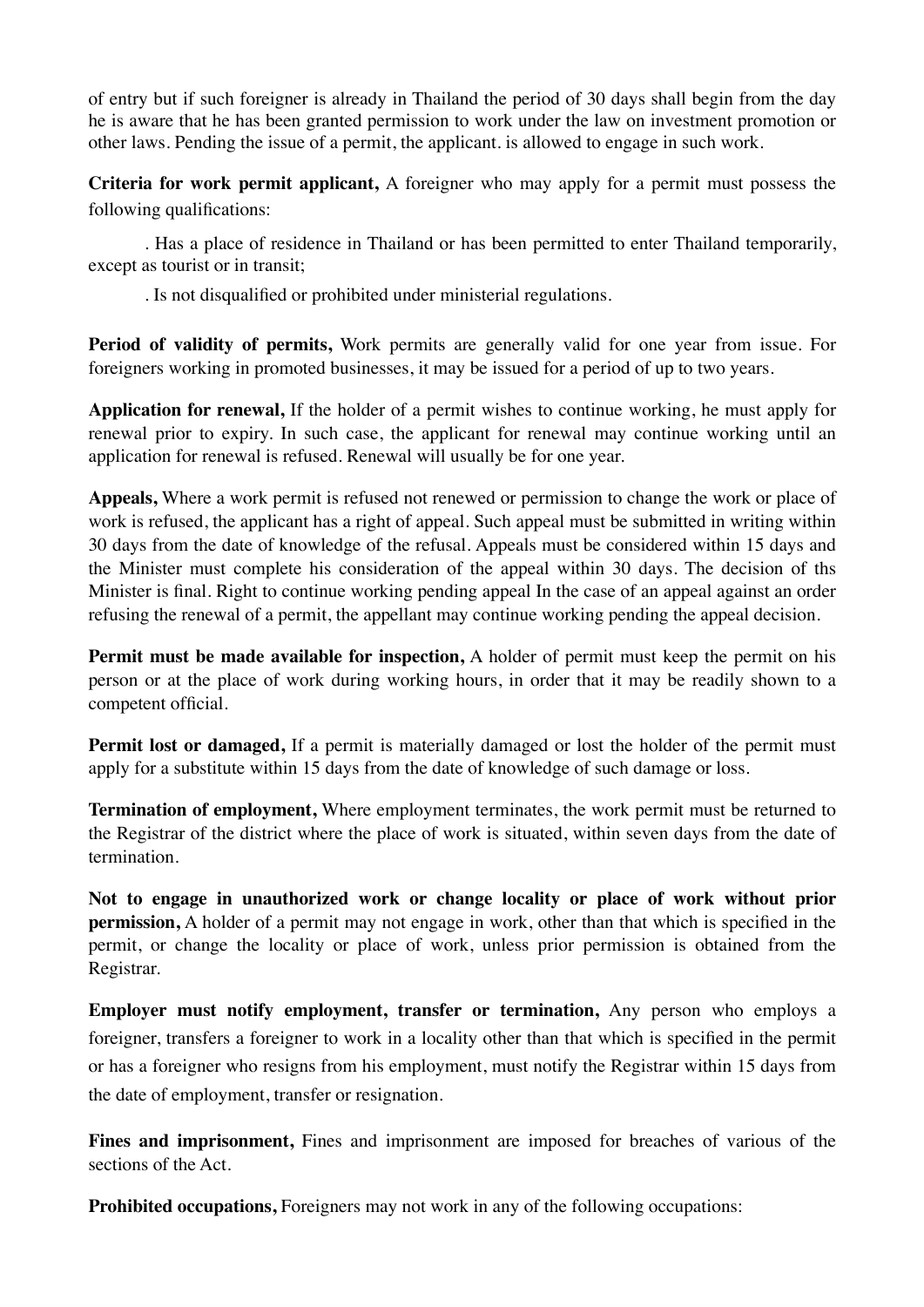of entry but if such foreigner is already in Thailand the period of 30 days shall begin from the day he is aware that he has been granted permission to work under the law on investment promotion or other laws. Pending the issue of a permit, the applicant. is allowed to engage in such work.

**Criteria for work permit applicant,** A foreigner who may apply for a permit must possess the following qualifications:

. Has a place of residence in Thailand or has been permitted to enter Thailand temporarily, except as tourist or in transit;

. Is not disqualified or prohibited under ministerial regulations.

**Period of validity of permits,** Work permits are generally valid for one year from issue. For foreigners working in promoted businesses, it may be issued for a period of up to two years.

**Application for renewal,** If the holder of a permit wishes to continue working, he must apply for renewal prior to expiry. In such case, the applicant for renewal may continue working until an application for renewal is refused. Renewal will usually be for one year.

**Appeals,** Where a work permit is refused not renewed or permission to change the work or place of work is refused, the applicant has a right of appeal. Such appeal must be submitted in writing within 30 days from the date of knowledge of the refusal. Appeals must be considered within 15 days and the Minister must complete his consideration of the appeal within 30 days. The decision of ths Minister is final. Right to continue working pending appeal In the case of an appeal against an order refusing the renewal of a permit, the appellant may continue working pending the appeal decision.

**Permit must be made available for inspection,** A holder of permit must keep the permit on his person or at the place of work during working hours, in order that it may be readily shown to a competent official.

**Permit lost or damaged,** If a permit is materially damaged or lost the holder of the permit must apply for a substitute within 15 days from the date of knowledge of such damage or loss.

**Termination of employment,** Where employment terminates, the work permit must be returned to the Registrar of the district where the place of work is situated, within seven days from the date of termination.

**Not to engage in unauthorized work or change locality or place of work without prior permission,** A holder of a permit may not engage in work, other than that which is specified in the permit, or change the locality or place of work, unless prior permission is obtained from the Registrar.

**Employer must notify employment, transfer or termination,** Any person who employs a foreigner, transfers a foreigner to work in a locality other than that which is specified in the permit or has a foreigner who resigns from his employment, must notify the Registrar within 15 days from the date of employment, transfer or resignation.

**Fines and imprisonment,** Fines and imprisonment are imposed for breaches of various of the sections of the Act.

**Prohibited occupations,** Foreigners may not work in any of the following occupations: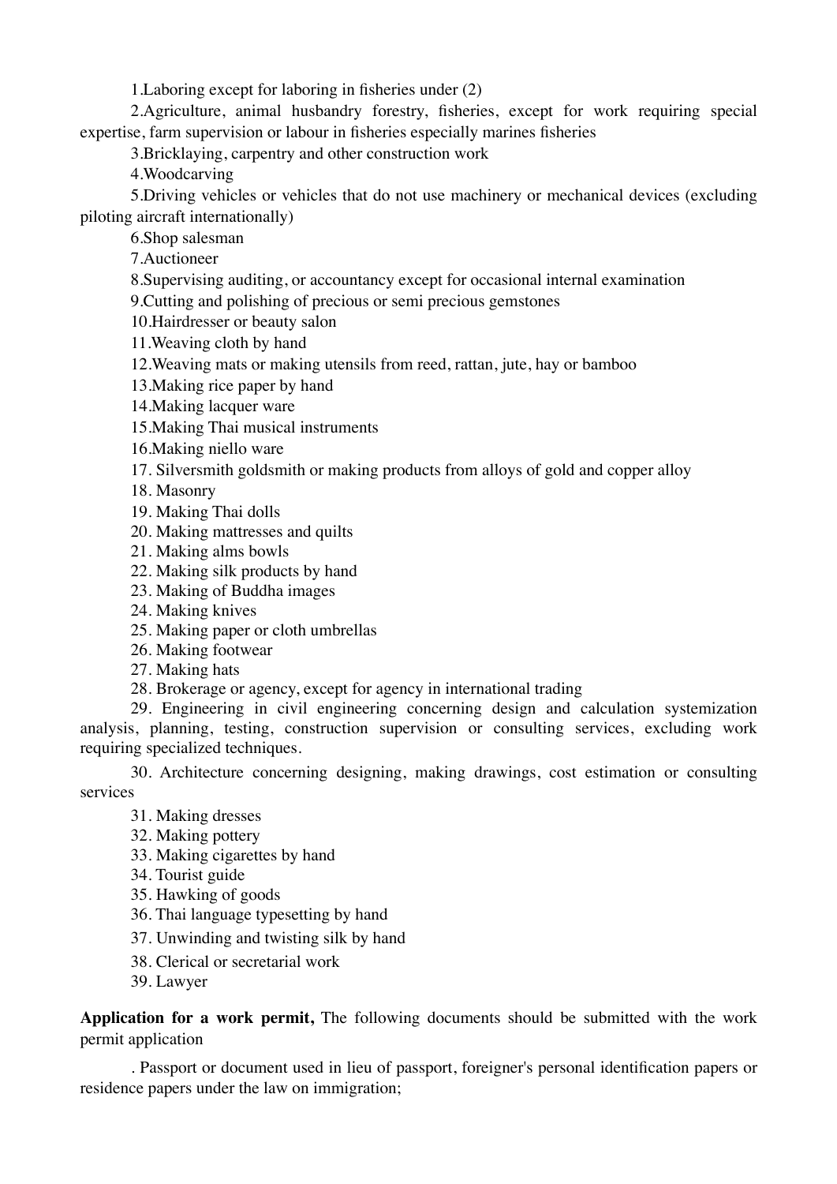1.Laboring except for laboring in fisheries under (2)

2.Agriculture, animal husbandry forestry, fisheries, except for work requiring special expertise, farm supervision or labour in fisheries especially marines fisheries

3.Bricklaying, carpentry and other construction work

4.Woodcarving

5.Driving vehicles or vehicles that do not use machinery or mechanical devices (excluding piloting aircraft internationally)

6.Shop salesman

7.Auctioneer

8.Supervising auditing, or accountancy except for occasional internal examination

9.Cutting and polishing of precious or semi precious gemstones

10.Hairdresser or beauty salon

11.Weaving cloth by hand

12.Weaving mats or making utensils from reed, rattan, jute, hay or bamboo

13.Making rice paper by hand

14.Making lacquer ware

15.Making Thai musical instruments

16.Making niello ware

17. Silversmith goldsmith or making products from alloys of gold and copper alloy

18. Masonry

19. Making Thai dolls

20. Making mattresses and quilts

21. Making alms bowls

22. Making silk products by hand

23. Making of Buddha images

24. Making knives

25. Making paper or cloth umbrellas

26. Making footwear

27. Making hats

28. Brokerage or agency, except for agency in international trading

29. Engineering in civil engineering concerning design and calculation systemization analysis, planning, testing, construction supervision or consulting services, excluding work requiring specialized techniques.

30. Architecture concerning designing, making drawings, cost estimation or consulting services

31. Making dresses

32. Making pottery

33. Making cigarettes by hand

34. Tourist guide

35. Hawking of goods

36. Thai language typesetting by hand

37. Unwinding and twisting silk by hand

38. Clerical or secretarial work

39. Lawyer

**Application for a work permit,** The following documents should be submitted with the work permit application

. Passport or document used in lieu of passport, foreigner's personal identification papers or residence papers under the law on immigration;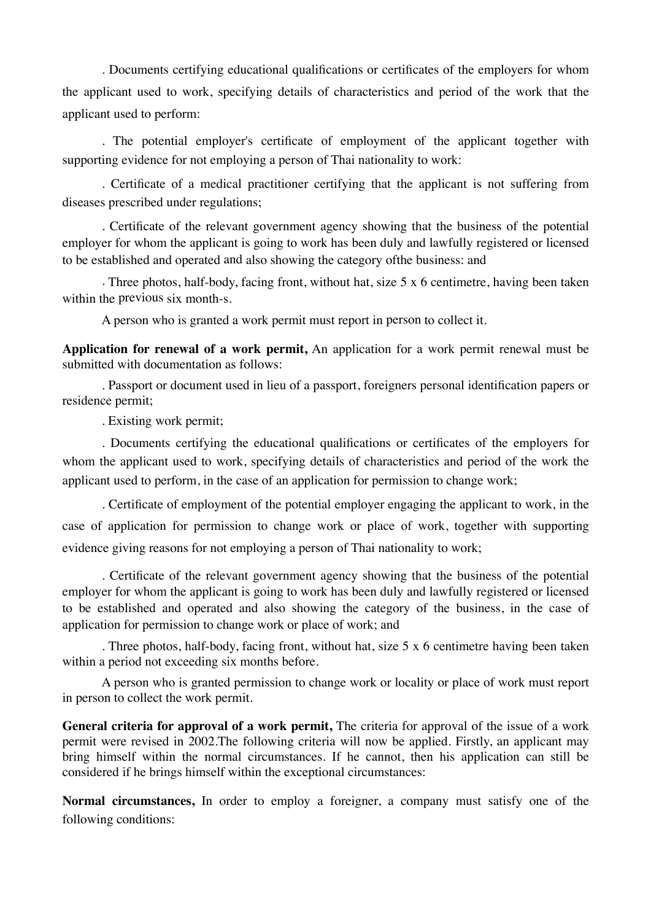. Documents certifying educational qualifications or certificates of the employers for whom the applicant used to work, specifying details of characteristics and period of the work that the applicant used to perform:

. The potential employer's certificate of employment of the applicant together with supporting evidence for not employing a person of Thai nationality to work:

. Certificate of a medical practitioner certifying that the applicant is not suffering from diseases prescribed under regulations;

. Certificate of the relevant government agency showing that the business of the potential employer for whom the applicant is going to work has been duly and lawfully registered or licensed to be established and operated and also showing the category ofthe business: and

. Three photos, half-body, facing front, without hat, size 5 x 6 centimetre, having been taken within the previous six month-s.

A person who is granted a work permit must report in person to collect it.

**Application for renewal of a work permit,** An application for a work permit renewal must be submitted with documentation as follows:

. Passport or document used in lieu of a passport, foreigners personal identification papers or residence permit;

. Existing work permit;

. Documents certifying the educational qualifications or certificates of the employers for whom the applicant used to work, specifying details of characteristics and period of the work the applicant used to perform, in the case of an application for permission to change work;

. Certificate of employment of the potential employer engaging the applicant to work, in the case of application for permission to change work or place of work, together with supporting evidence giving reasons for not employing a person of Thai nationality to work;

. Certificate of the relevant government agency showing that the business of the potential employer for whom the applicant is going to work has been duly and lawfully registered or licensed to be established and operated and also showing the category of the business, in the case of application for permission to change work or place of work; and

. Three photos, half-body, facing front, without hat, size 5 x 6 centimetre having been taken within a period not exceeding six months before.

A person who is granted permission to change work or locality or place of work must report in person to collect the work permit.

**General criteria for approval of a work permit,** The criteria for approval of the issue of a work permit were revised in 2002.The following criteria will now be applied. Firstly, an applicant may bring himself within the normal circumstances. If he cannot, then his application can still be considered if he brings himself within the exceptional circumstances:

**Normal circumstances,** In order to employ a foreigner, a company must satisfy one of the following conditions: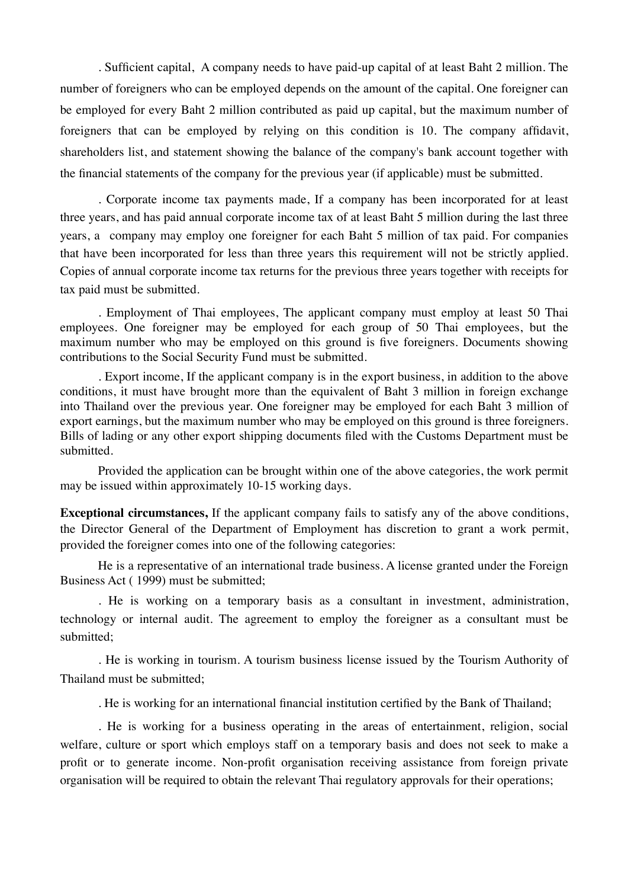. Sufficient capital, A company needs to have paid-up capital of at least Baht 2 million. The number of foreigners who can be employed depends on the amount of the capital. One foreigner can be employed for every Baht 2 million contributed as paid up capital, but the maximum number of foreigners that can be employed by relying on this condition is 10. The company affidavit, shareholders list, and statement showing the balance of the company's bank account together with the financial statements of the company for the previous year (if applicable) must be submitted.

. Corporate income tax payments made, If a company has been incorporated for at least three years, and has paid annual corporate income tax of at least Baht 5 million during the last three years, a company may employ one foreigner for each Baht 5 million of tax paid. For companies that have been incorporated for less than three years this requirement will not be strictly applied. Copies of annual corporate income tax returns for the previous three years together with receipts for tax paid must be submitted.

. Employment of Thai employees, The applicant company must employ at least 50 Thai employees. One foreigner may be employed for each group of 50 Thai employees, but the maximum number who may be employed on this ground is five foreigners. Documents showing contributions to the Social Security Fund must be submitted.

. Export income, If the applicant company is in the export business, in addition to the above conditions, it must have brought more than the equivalent of Baht 3 million in foreign exchange into Thailand over the previous year. One foreigner may be employed for each Baht 3 million of export earnings, but the maximum number who may be employed on this ground is three foreigners. Bills of lading or any other export shipping documents filed with the Customs Department must be submitted.

Provided the application can be brought within one of the above categories, the work permit may be issued within approximately 10-15 working days.

**Exceptional circumstances,** If the applicant company fails to satisfy any of the above conditions, the Director General of the Department of Employment has discretion to grant a work permit, provided the foreigner comes into one of the following categories:

He is a representative of an international trade business. A license granted under the Foreign Business Act ( 1999) must be submitted;

. He is working on a temporary basis as a consultant in investment, administration, technology or internal audit. The agreement to employ the foreigner as a consultant must be submitted;

. He is working in tourism. A tourism business license issued by the Tourism Authority of Thailand must be submitted;

. He is working for an international financial institution certified by the Bank of Thailand;

. He is working for a business operating in the areas of entertainment, religion, social welfare, culture or sport which employs staff on a temporary basis and does not seek to make a profit or to generate income. Non-profit organisation receiving assistance from foreign private organisation will be required to obtain the relevant Thai regulatory approvals for their operations;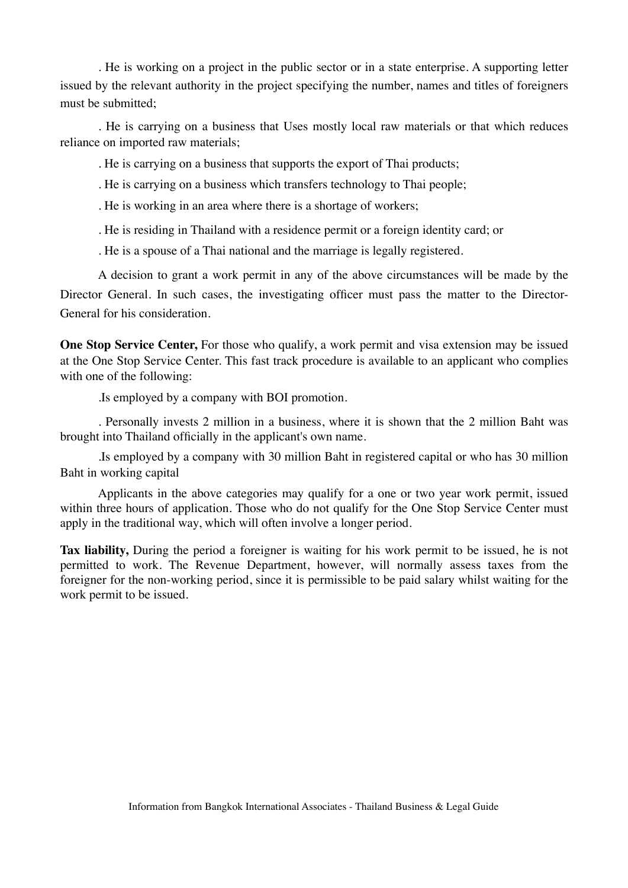. He is working on a project in the public sector or in a state enterprise. A supporting letter issued by the relevant authority in the project specifying the number, names and titles of foreigners must be submitted;

. He is carrying on a business that Uses mostly local raw materials or that which reduces reliance on imported raw materials;

. He is carrying on a business that supports the export of Thai products;

. He is carrying on a business which transfers technology to Thai people;

. He is working in an area where there is a shortage of workers;

. He is residing in Thailand with a residence permit or a foreign identity card; or

. He is a spouse of a Thai national and the marriage is legally registered.

A decision to grant a work permit in any of the above circumstances will be made by the Director General. In such cases, the investigating officer must pass the matter to the Director-General for his consideration.

**One Stop Service Center,** For those who qualify, a work permit and visa extension may be issued at the One Stop Service Center. This fast track procedure is available to an applicant who complies with one of the following:

.Is employed by a company with BOI promotion.

. Personally invests 2 million in a business, where it is shown that the 2 million Baht was brought into Thailand officially in the applicant's own name.

.Is employed by a company with 30 million Baht in registered capital or who has 30 million Baht in working capital

Applicants in the above categories may qualify for a one or two year work permit, issued within three hours of application. Those who do not qualify for the One Stop Service Center must apply in the traditional way, which will often involve a longer period.

**Tax liability,** During the period a foreigner is waiting for his work permit to be issued, he is not permitted to work. The Revenue Department, however, will normally assess taxes from the foreigner for the non-working period, since it is permissible to be paid salary whilst waiting for the work permit to be issued.